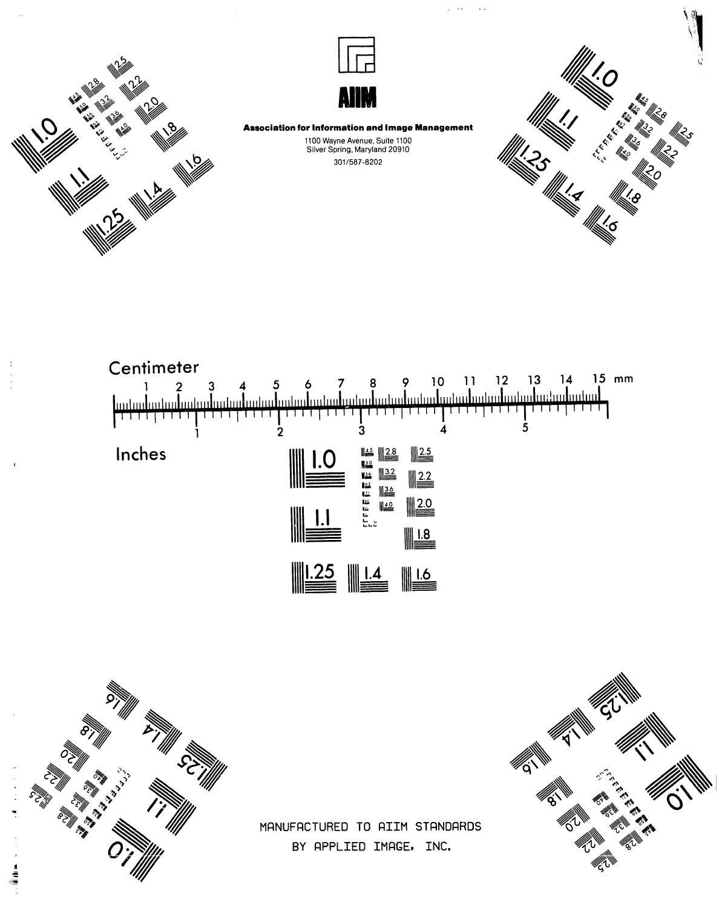AIIM

**Association for Information and Image Management**

1100 Wayne Avenue, Suite 1100
Silver Spring, Maryland 20910

301/587-8202

Centimeter

1 2 3 4 5 6 7 8 9 10 11 12 13 14 15 mm

1 2 3 4 5

Inches

1.0 1.1 1.25 1.4 1.6 1.8 2.0 2.2 2.5 2.8 3.2 3.6 4.0 4.5 5.0 5.6 6.3 7.1 8.0

MANUFACTURED TO AIIM STANDARDS
BY APPLIED IMAGE, INC.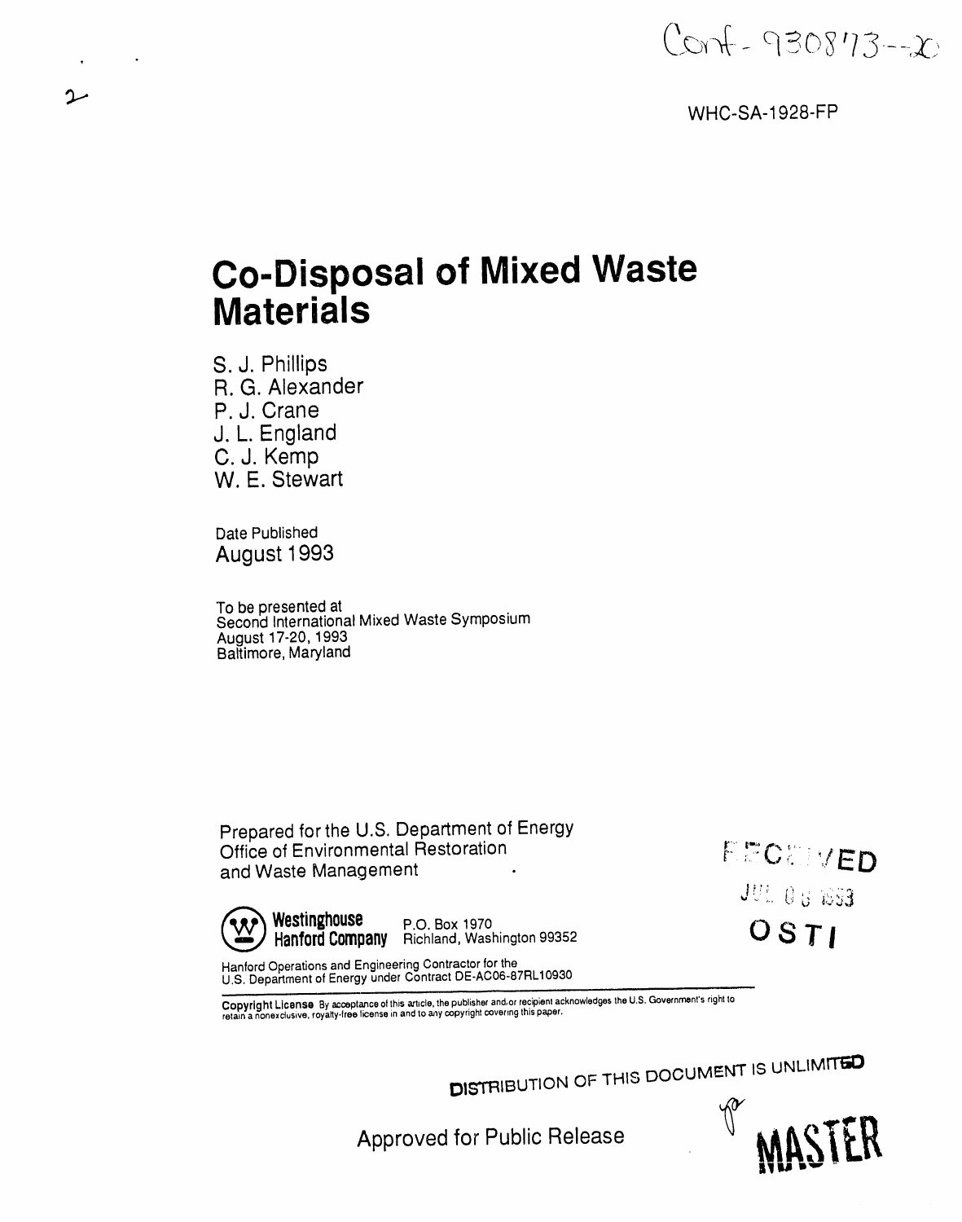Conf-930873--20

2

WHC-SA-1928-FP

# Co-Disposal of Mixed Waste Materials

S. J. Phillips
R. G. Alexander
P. J. Crane
J. L. England
C. J. Kemp
W. E. Stewart

Date Published
August 1993

To be presented at
Second International Mixed Waste Symposium
August 17-20, 1993
Baltimore, Maryland

Prepared for the U.S. Department of Energy
Office of Environmental Restoration
and Waste Management

**Westinghouse Hanford Company** P.O. Box 1970 Richland, Washington 99352

Hanford Operations and Engineering Contractor for the
U.S. Department of Energy under Contract DE-AC06-87RL10930

RECEIVED
JUL 06 1993
OSTI

**Copyright License** By acceptance of this article, the publisher and/or recipient acknowledges the U.S. Government's right to retain a nonexclusive, royalty-free license in and to any copyright covering this paper.

DISTRIBUTION OF THIS DOCUMENT IS UNLIMITED

Approved for Public Release

MASTER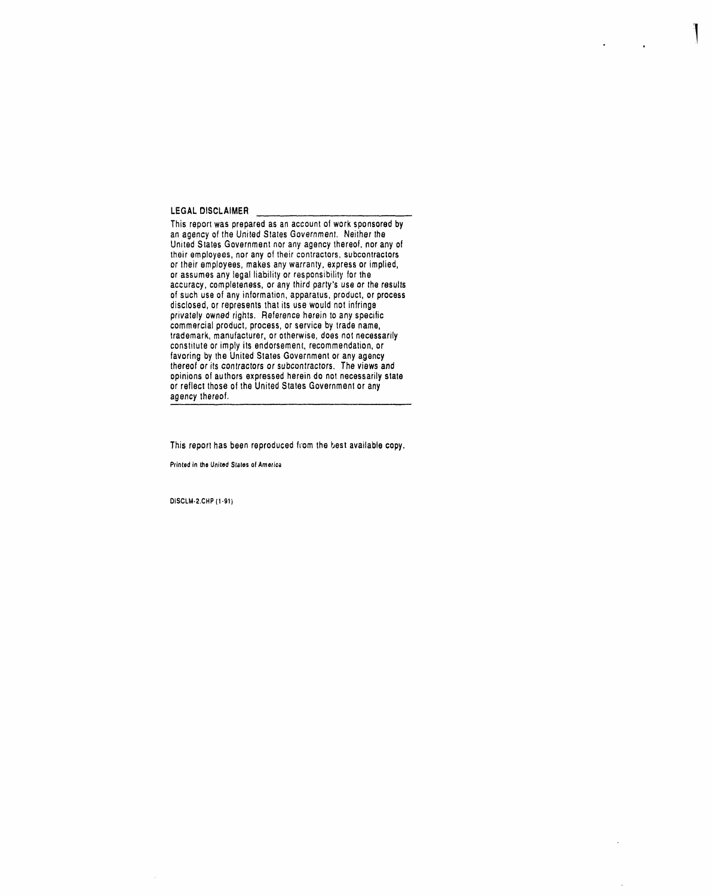## LEGAL DISCLAIMER

This report was prepared as an account of work sponsored by an agency of the United States Government. Neither the United States Government nor any agency thereof, nor any of their employees, nor any of their contractors, subcontractors or their employees, makes any warranty, express or implied, or assumes any legal liability or responsibility for the accuracy, completeness, or any third party's use or the results of such use of any information, apparatus, product, or process disclosed, or represents that its use would not infringe privately owned rights. Reference herein to any specific commercial product, process, or service by trade name, trademark, manufacturer, or otherwise, does not necessarily constitute or imply its endorsement, recommendation, or favoring by the United States Government or any agency thereof or its contractors or subcontractors. The views and opinions of authors expressed herein do not necessarily state or reflect those of the United States Government or any agency thereof.

This report has been reproduced from the best available copy.

Printed in the United States of America

DISCLM-2.CHP (1-91)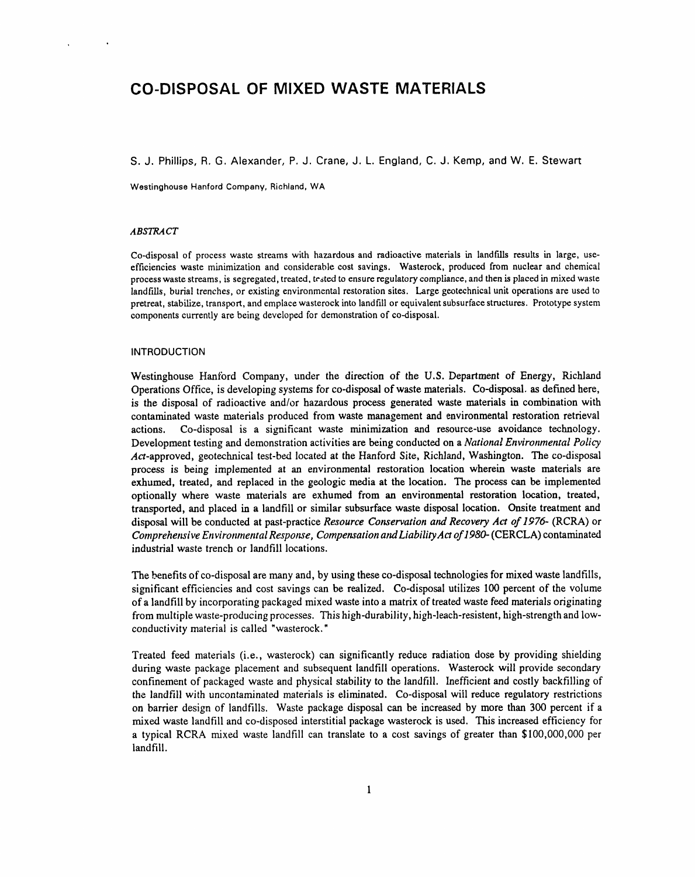# CO-DISPOSAL OF MIXED WASTE MATERIALS

S. J. Phillips, R. G. Alexander, P. J. Crane, J. L. England, C. J. Kemp, and W. E. Stewart

Westinghouse Hanford Company, Richland, WA

### *ABSTRACT*

Co-disposal of process waste streams with hazardous and radioactive materials in landfills results in large, use-efficiencies waste minimization and considerable cost savings. Wasterock, produced from nuclear and chemical process waste streams, is segregated, treated, tested to ensure regulatory compliance, and then is placed in mixed waste landfills, burial trenches, or existing environmental restoration sites. Large geotechnical unit operations are used to pretreat, stabilize, transport, and emplace wasterock into landfill or equivalent subsurface structures. Prototype system components currently are being developed for demonstration of co-disposal.

## INTRODUCTION

Westinghouse Hanford Company, under the direction of the U.S. Department of Energy, Richland Operations Office, is developing systems for co-disposal of waste materials. Co-disposal, as defined here, is the disposal of radioactive and/or hazardous process generated waste materials in combination with contaminated waste materials produced from waste management and environmental restoration retrieval actions. Co-disposal is a significant waste minimization and resource-use avoidance technology. Development testing and demonstration activities are being conducted on a *National Environmental Policy Act*-approved, geotechnical test-bed located at the Hanford Site, Richland, Washington. The co-disposal process is being implemented at an environmental restoration location wherein waste materials are exhumed, treated, and replaced in the geologic media at the location. The process can be implemented optionally where waste materials are exhumed from an environmental restoration location, treated, transported, and placed in a landfill or similar subsurface waste disposal location. Onsite treatment and disposal will be conducted at past-practice *Resource Conservation and Recovery Act of 1976-* (RCRA) or *Comprehensive Environmental Response, Compensation and Liability Act of 1980-* (CERCLA) contaminated industrial waste trench or landfill locations.

The benefits of co-disposal are many and, by using these co-disposal technologies for mixed waste landfills, significant efficiencies and cost savings can be realized. Co-disposal utilizes 100 percent of the volume of a landfill by incorporating packaged mixed waste into a matrix of treated waste feed materials originating from multiple waste-producing processes. This high-durability, high-leach-resistent, high-strength and low-conductivity material is called "wasterock."

Treated feed materials (i.e., wasterock) can significantly reduce radiation dose by providing shielding during waste package placement and subsequent landfill operations. Wasterock will provide secondary confinement of packaged waste and physical stability to the landfill. Inefficient and costly backfilling of the landfill with uncontaminated materials is eliminated. Co-disposal will reduce regulatory restrictions on barrier design of landfills. Waste package disposal can be increased by more than 300 percent if a mixed waste landfill and co-disposed interstitial package wasterock is used. This increased efficiency for a typical RCRA mixed waste landfill can translate to a cost savings of greater than $100,000,000 per landfill.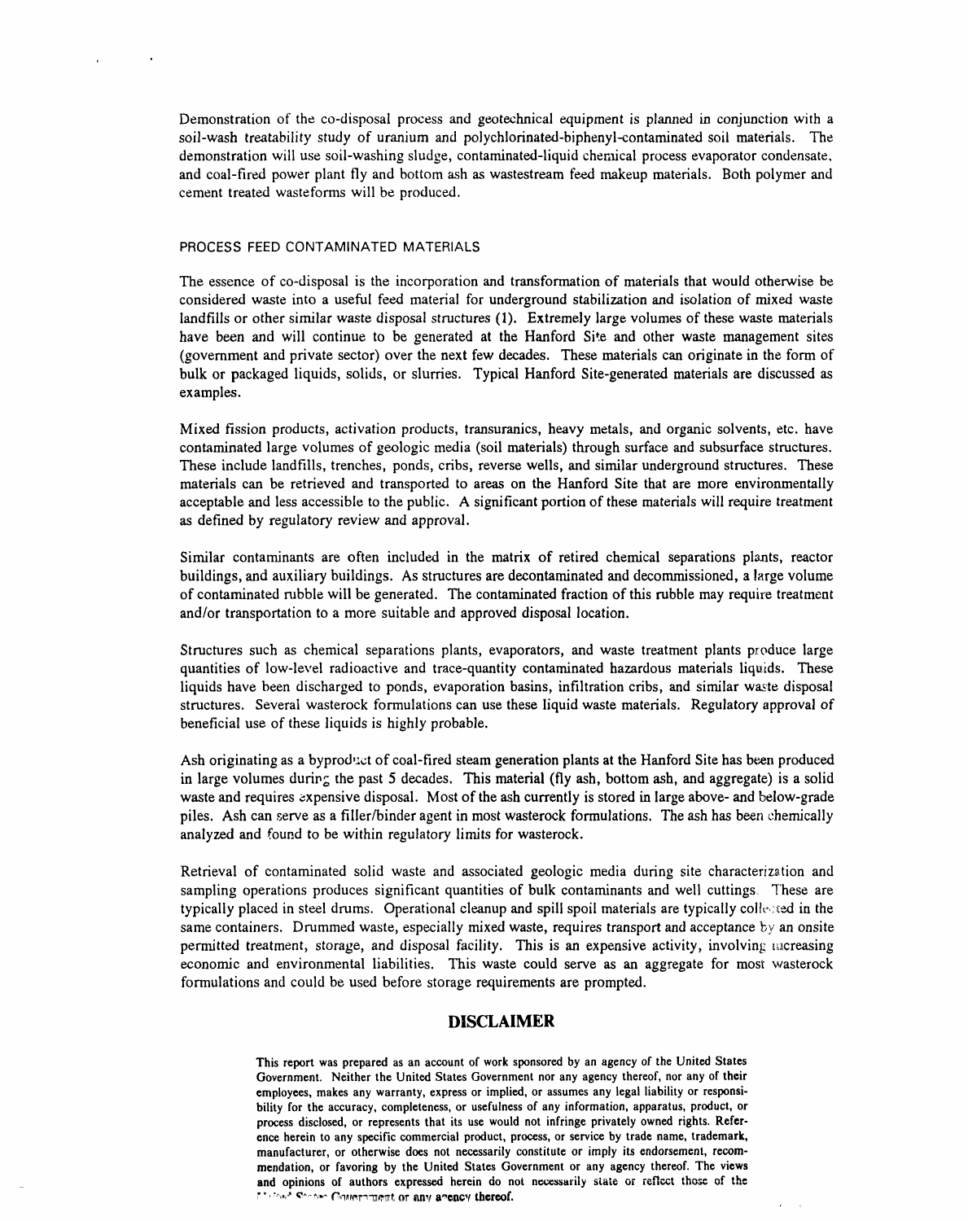Demonstration of the co-disposal process and geotechnical equipment is planned in conjunction with a soil-wash treatability study of uranium and polychlorinated-biphenyl-contaminated soil materials. The demonstration will use soil-washing sludge, contaminated-liquid chemical process evaporator condensate, and coal-fired power plant fly and bottom ash as wastestream feed makeup materials. Both polymer and cement treated wasteforms will be produced.

## PROCESS FEED CONTAMINATED MATERIALS

The essence of co-disposal is the incorporation and transformation of materials that would otherwise be considered waste into a useful feed material for underground stabilization and isolation of mixed waste landfills or other similar waste disposal structures (1). Extremely large volumes of these waste materials have been and will continue to be generated at the Hanford Site and other waste management sites (government and private sector) over the next few decades. These materials can originate in the form of bulk or packaged liquids, solids, or slurries. Typical Hanford Site-generated materials are discussed as examples.

Mixed fission products, activation products, transuranics, heavy metals, and organic solvents, etc. have contaminated large volumes of geologic media (soil materials) through surface and subsurface structures. These include landfills, trenches, ponds, cribs, reverse wells, and similar underground structures. These materials can be retrieved and transported to areas on the Hanford Site that are more environmentally acceptable and less accessible to the public. A significant portion of these materials will require treatment as defined by regulatory review and approval.

Similar contaminants are often included in the matrix of retired chemical separations plants, reactor buildings, and auxiliary buildings. As structures are decontaminated and decommissioned, a large volume of contaminated rubble will be generated. The contaminated fraction of this rubble may require treatment and/or transportation to a more suitable and approved disposal location.

Structures such as chemical separations plants, evaporators, and waste treatment plants produce large quantities of low-level radioactive and trace-quantity contaminated hazardous materials liquids. These liquids have been discharged to ponds, evaporation basins, infiltration cribs, and similar waste disposal structures. Several wasterock formulations can use these liquid waste materials. Regulatory approval of beneficial use of these liquids is highly probable.

Ash originating as a byproduct of coal-fired steam generation plants at the Hanford Site has been produced in large volumes during the past 5 decades. This material (fly ash, bottom ash, and aggregate) is a solid waste and requires expensive disposal. Most of the ash currently is stored in large above- and below-grade piles. Ash can serve as a filler/binder agent in most wasterock formulations. The ash has been chemically analyzed and found to be within regulatory limits for wasterock.

Retrieval of contaminated solid waste and associated geologic media during site characterization and sampling operations produces significant quantities of bulk contaminants and well cuttings. These are typically placed in steel drums. Operational cleanup and spill spoil materials are typically collected in the same containers. Drummed waste, especially mixed waste, requires transport and acceptance by an onsite permitted treatment, storage, and disposal facility. This is an expensive activity, involving increasing economic and environmental liabilities. This waste could serve as an aggregate for most wasterock formulations and could be used before storage requirements are prompted.

## DISCLAIMER

**This report was prepared as an account of work sponsored by an agency of the United States Government. Neither the United States Government nor any agency thereof, nor any of their employees, makes any warranty, express or implied, or assumes any legal liability or responsibility for the accuracy, completeness, or usefulness of any information, apparatus, product, or process disclosed, or represents that its use would not infringe privately owned rights. Reference herein to any specific commercial product, process, or service by trade name, trademark, manufacturer, or otherwise does not necessarily constitute or imply its endorsement, recommendation, or favoring by the United States Government or any agency thereof. The views and opinions of authors expressed herein do not necessarily state or reflect those of the United States Government or any agency thereof.**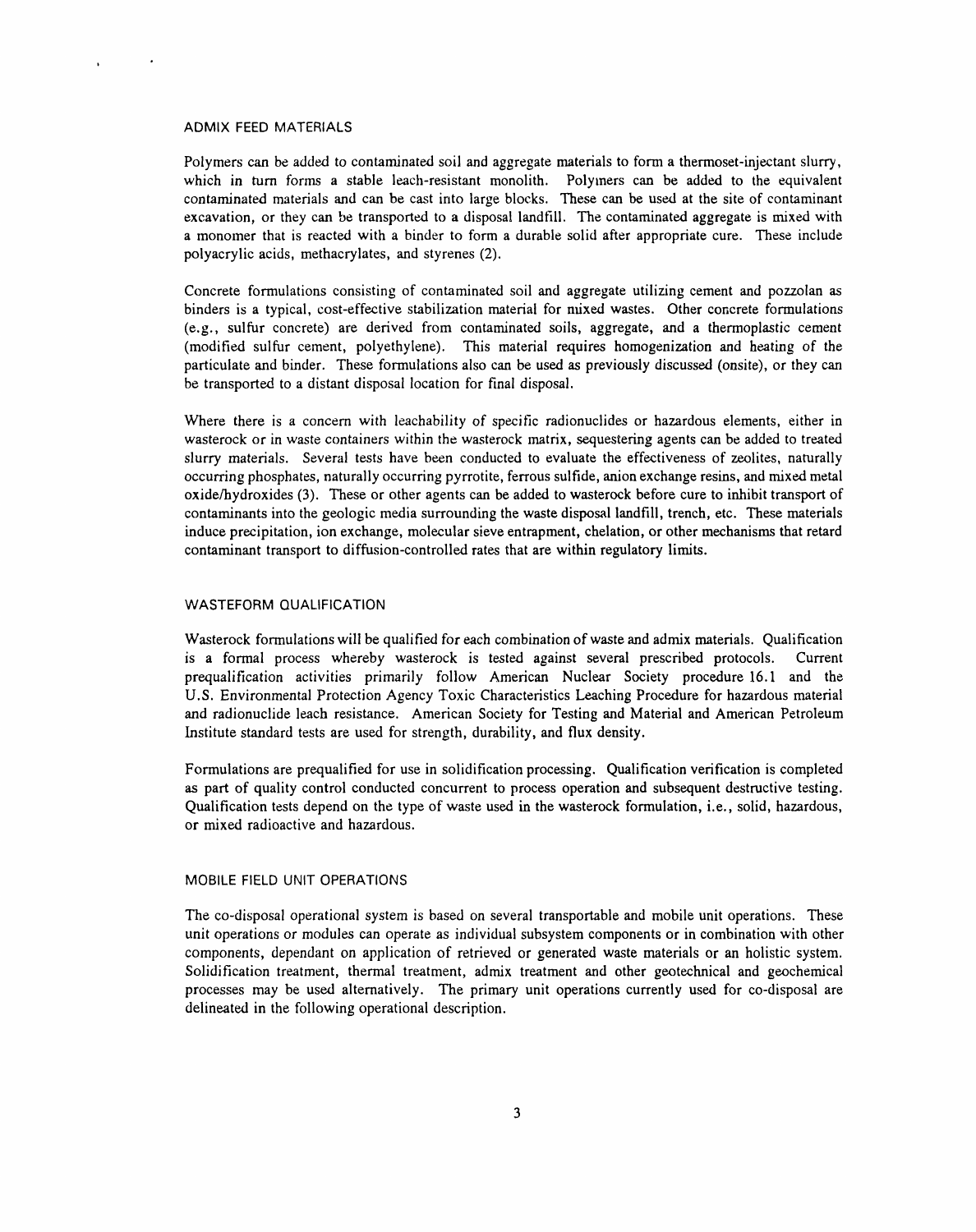## ADMIX FEED MATERIALS

Polymers can be added to contaminated soil and aggregate materials to form a thermoset-injectant slurry, which in turn forms a stable leach-resistant monolith. Polymers can be added to the equivalent contaminated materials and can be cast into large blocks. These can be used at the site of contaminant excavation, or they can be transported to a disposal landfill. The contaminated aggregate is mixed with a monomer that is reacted with a binder to form a durable solid after appropriate cure. These include polyacrylic acids, methacrylates, and styrenes (2).

Concrete formulations consisting of contaminated soil and aggregate utilizing cement and pozzolan as binders is a typical, cost-effective stabilization material for mixed wastes. Other concrete formulations (e.g., sulfur concrete) are derived from contaminated soils, aggregate, and a thermoplastic cement (modified sulfur cement, polyethylene). This material requires homogenization and heating of the particulate and binder. These formulations also can be used as previously discussed (onsite), or they can be transported to a distant disposal location for final disposal.

Where there is a concern with leachability of specific radionuclides or hazardous elements, either in wasterock or in waste containers within the wasterock matrix, sequestering agents can be added to treated slurry materials. Several tests have been conducted to evaluate the effectiveness of zeolites, naturally occurring phosphates, naturally occurring pyrrotite, ferrous sulfide, anion exchange resins, and mixed metal oxide/hydroxides (3). These or other agents can be added to wasterock before cure to inhibit transport of contaminants into the geologic media surrounding the waste disposal landfill, trench, etc. These materials induce precipitation, ion exchange, molecular sieve entrapment, chelation, or other mechanisms that retard contaminant transport to diffusion-controlled rates that are within regulatory limits.

## WASTEFORM QUALIFICATION

Wasterock formulations will be qualified for each combination of waste and admix materials. Qualification is a formal process whereby wasterock is tested against several prescribed protocols. Current prequalification activities primarily follow American Nuclear Society procedure 16.1 and the U.S. Environmental Protection Agency Toxic Characteristics Leaching Procedure for hazardous material and radionuclide leach resistance. American Society for Testing and Material and American Petroleum Institute standard tests are used for strength, durability, and flux density.

Formulations are prequalified for use in solidification processing. Qualification verification is completed as part of quality control conducted concurrent to process operation and subsequent destructive testing. Qualification tests depend on the type of waste used in the wasterock formulation, i.e., solid, hazardous, or mixed radioactive and hazardous.

## MOBILE FIELD UNIT OPERATIONS

The co-disposal operational system is based on several transportable and mobile unit operations. These unit operations or modules can operate as individual subsystem components or in combination with other components, dependant on application of retrieved or generated waste materials or an holistic system. Solidification treatment, thermal treatment, admix treatment and other geotechnical and geochemical processes may be used alternatively. The primary unit operations currently used for co-disposal are delineated in the following operational description.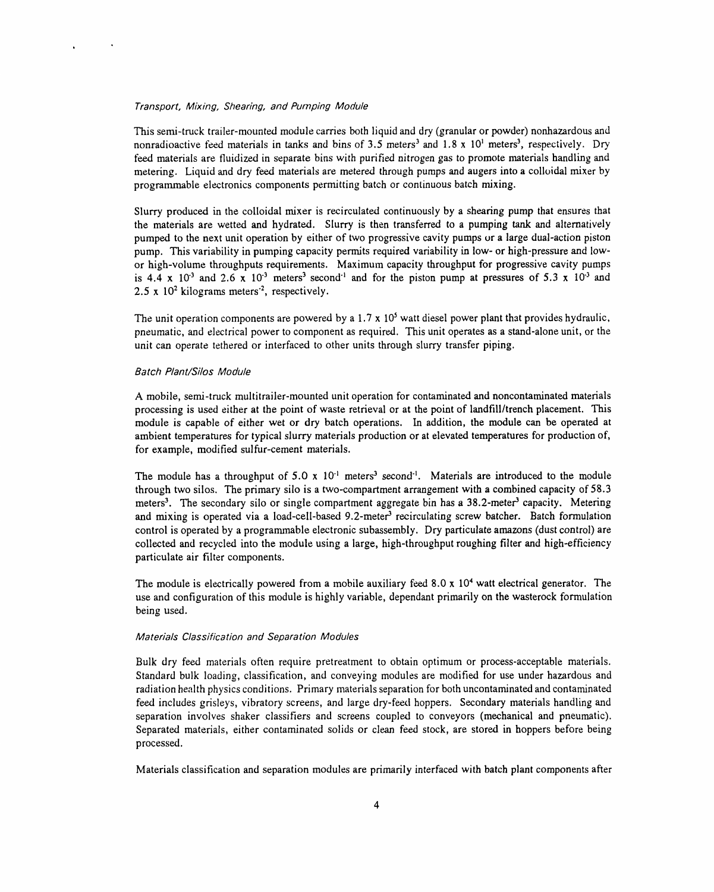*Transport, Mixing, Shearing, and Pumping Module*

This semi-truck trailer-mounted module carries both liquid and dry (granular or powder) nonhazardous and nonradioactive feed materials in tanks and bins of 3.5 meters$^3$ and $1.8 \times 10^1$ meters$^3$, respectively. Dry feed materials are fluidized in separate bins with purified nitrogen gas to promote materials handling and metering. Liquid and dry feed materials are metered through pumps and augers into a colloidal mixer by programmable electronics components permitting batch or continuous batch mixing.

Slurry produced in the colloidal mixer is recirculated continuously by a shearing pump that ensures that the materials are wetted and hydrated. Slurry is then transferred to a pumping tank and alternatively pumped to the next unit operation by either of two progressive cavity pumps or a large dual-action piston pump. This variability in pumping capacity permits required variability in low- or high-pressure and low- or high-volume throughputs requirements. Maximum capacity throughput for progressive cavity pumps is $4.4 \times 10^{-3}$ and $2.6 \times 10^{-3}$ meters$^3$ second$^{-1}$ and for the piston pump at pressures of $5.3 \times 10^{-3}$ and $2.5 \times 10^2$ kilograms meters$^{-2}$, respectively.

The unit operation components are powered by a $1.7 \times 10^5$ watt diesel power plant that provides hydraulic, pneumatic, and electrical power to component as required. This unit operates as a stand-alone unit, or the unit can operate tethered or interfaced to other units through slurry transfer piping.

*Batch Plant/Silos Module*

A mobile, semi-truck multitrailer-mounted unit operation for contaminated and noncontaminated materials processing is used either at the point of waste retrieval or at the point of landfill/trench placement. This module is capable of either wet or dry batch operations. In addition, the module can be operated at ambient temperatures for typical slurry materials production or at elevated temperatures for production of, for example, modified sulfur-cement materials.

The module has a throughput of $5.0 \times 10^{-1}$ meters$^3$ second$^{-1}$. Materials are introduced to the module through two silos. The primary silo is a two-compartment arrangement with a combined capacity of 58.3 meters$^3$. The secondary silo or single compartment aggregate bin has a 38.2-meter$^3$ capacity. Metering and mixing is operated via a load-cell-based 9.2-meter$^3$ recirculating screw batcher. Batch formulation control is operated by a programmable electronic subassembly. Dry particulate amazons (dust control) are collected and recycled into the module using a large, high-throughput roughing filter and high-efficiency particulate air filter components.

The module is electrically powered from a mobile auxiliary feed $8.0 \times 10^4$ watt electrical generator. The use and configuration of this module is highly variable, dependant primarily on the wasterock formulation being used.

*Materials Classification and Separation Modules*

Bulk dry feed materials often require pretreatment to obtain optimum or process-acceptable materials. Standard bulk loading, classification, and conveying modules are modified for use under hazardous and radiation health physics conditions. Primary materials separation for both uncontaminated and contaminated feed includes grisleys, vibratory screens, and large dry-feed hoppers. Secondary materials handling and separation involves shaker classifiers and screens coupled to conveyors (mechanical and pneumatic). Separated materials, either contaminated solids or clean feed stock, are stored in hoppers before being processed.

Materials classification and separation modules are primarily interfaced with batch plant components after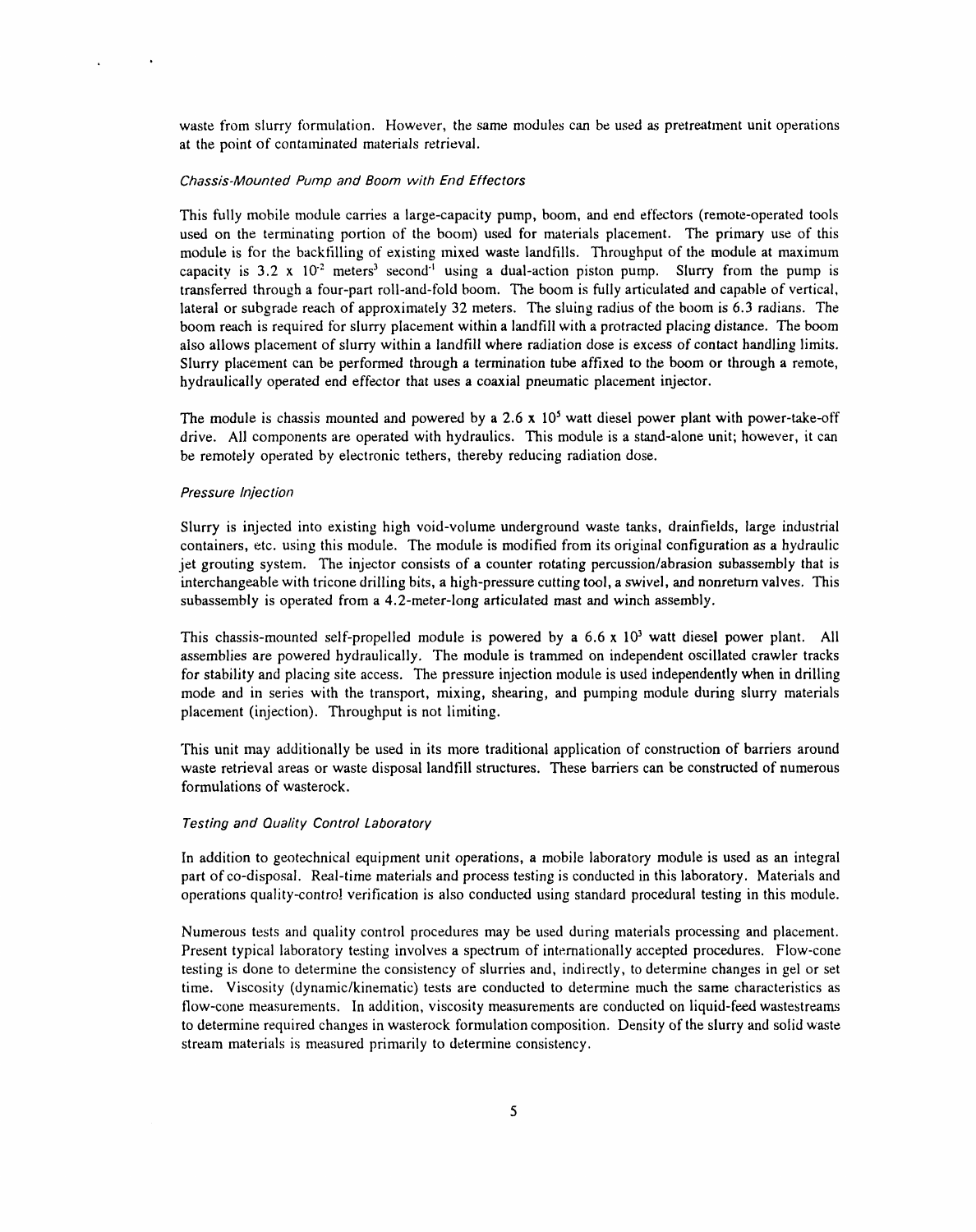waste from slurry formulation. However, the same modules can be used as pretreatment unit operations at the point of contaminated materials retrieval.

### *Chassis-Mounted Pump and Boom with End Effectors*

This fully mobile module carries a large-capacity pump, boom, and end effectors (remote-operated tools used on the terminating portion of the boom) used for materials placement. The primary use of this module is for the backfilling of existing mixed waste landfills. Throughput of the module at maximum capacity is $3.2 \times 10^{-2}$ meters$^3$ second$^{-1}$ using a dual-action piston pump. Slurry from the pump is transferred through a four-part roll-and-fold boom. The boom is fully articulated and capable of vertical, lateral or subgrade reach of approximately 32 meters. The sluing radius of the boom is 6.3 radians. The boom reach is required for slurry placement within a landfill with a protracted placing distance. The boom also allows placement of slurry within a landfill where radiation dose is excess of contact handling limits. Slurry placement can be performed through a termination tube affixed to the boom or through a remote, hydraulically operated end effector that uses a coaxial pneumatic placement injector.

The module is chassis mounted and powered by a $2.6 \times 10^5$ watt diesel power plant with power-take-off drive. All components are operated with hydraulics. This module is a stand-alone unit; however, it can be remotely operated by electronic tethers, thereby reducing radiation dose.

### *Pressure Injection*

Slurry is injected into existing high void-volume underground waste tanks, drainfields, large industrial containers, etc. using this module. The module is modified from its original configuration as a hydraulic jet grouting system. The injector consists of a counter rotating percussion/abrasion subassembly that is interchangeable with tricone drilling bits, a high-pressure cutting tool, a swivel, and nonreturn valves. This subassembly is operated from a 4.2-meter-long articulated mast and winch assembly.

This chassis-mounted self-propelled module is powered by a $6.6 \times 10^3$ watt diesel power plant. All assemblies are powered hydraulically. The module is trammed on independent oscillated crawler tracks for stability and placing site access. The pressure injection module is used independently when in drilling mode and in series with the transport, mixing, shearing, and pumping module during slurry materials placement (injection). Throughput is not limiting.

This unit may additionally be used in its more traditional application of construction of barriers around waste retrieval areas or waste disposal landfill structures. These barriers can be constructed of numerous formulations of wasterock.

### *Testing and Quality Control Laboratory*

In addition to geotechnical equipment unit operations, a mobile laboratory module is used as an integral part of co-disposal. Real-time materials and process testing is conducted in this laboratory. Materials and operations quality-control verification is also conducted using standard procedural testing in this module.

Numerous tests and quality control procedures may be used during materials processing and placement. Present typical laboratory testing involves a spectrum of internationally accepted procedures. Flow-cone testing is done to determine the consistency of slurries and, indirectly, to determine changes in gel or set time. Viscosity (dynamic/kinematic) tests are conducted to determine much the same characteristics as flow-cone measurements. In addition, viscosity measurements are conducted on liquid-feed wastestreams to determine required changes in wasterock formulation composition. Density of the slurry and solid waste stream materials is measured primarily to determine consistency.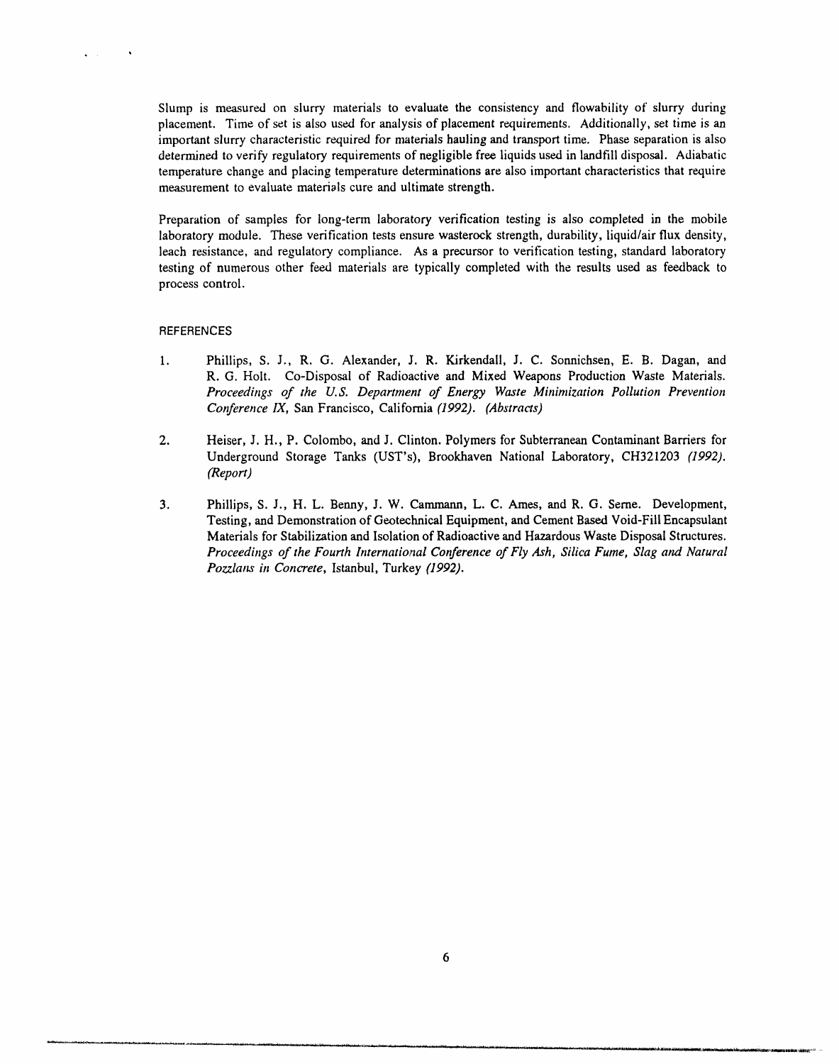Slump is measured on slurry materials to evaluate the consistency and flowability of slurry during placement. Time of set is also used for analysis of placement requirements. Additionally, set time is an important slurry characteristic required for materials hauling and transport time. Phase separation is also determined to verify regulatory requirements of negligible free liquids used in landfill disposal. Adiabatic temperature change and placing temperature determinations are also important characteristics that require measurement to evaluate materials cure and ultimate strength.

Preparation of samples for long-term laboratory verification testing is also completed in the mobile laboratory module. These verification tests ensure wasterock strength, durability, liquid/air flux density, leach resistance, and regulatory compliance. As a precursor to verification testing, standard laboratory testing of numerous other feed materials are typically completed with the results used as feedback to process control.

## REFERENCES

1. Phillips, S. J., R. G. Alexander, J. R. Kirkendall, J. C. Sonnichsen, E. B. Dagan, and R. G. Holt. Co-Disposal of Radioactive and Mixed Weapons Production Waste Materials. *Proceedings of the U.S. Department of Energy Waste Minimization Pollution Prevention Conference IX*, San Francisco, California *(1992). (Abstracts)*

2. Heiser, J. H., P. Colombo, and J. Clinton. Polymers for Subterranean Contaminant Barriers for Underground Storage Tanks (UST's), Brookhaven National Laboratory, CH321203 *(1992). (Report)*

3. Phillips, S. J., H. L. Benny, J. W. Cammann, L. C. Ames, and R. G. Serne. Development, Testing, and Demonstration of Geotechnical Equipment, and Cement Based Void-Fill Encapsulant Materials for Stabilization and Isolation of Radioactive and Hazardous Waste Disposal Structures. *Proceedings of the Fourth International Conference of Fly Ash, Silica Fume, Slag and Natural Pozzlans in Concrete*, Istanbul, Turkey *(1992)*.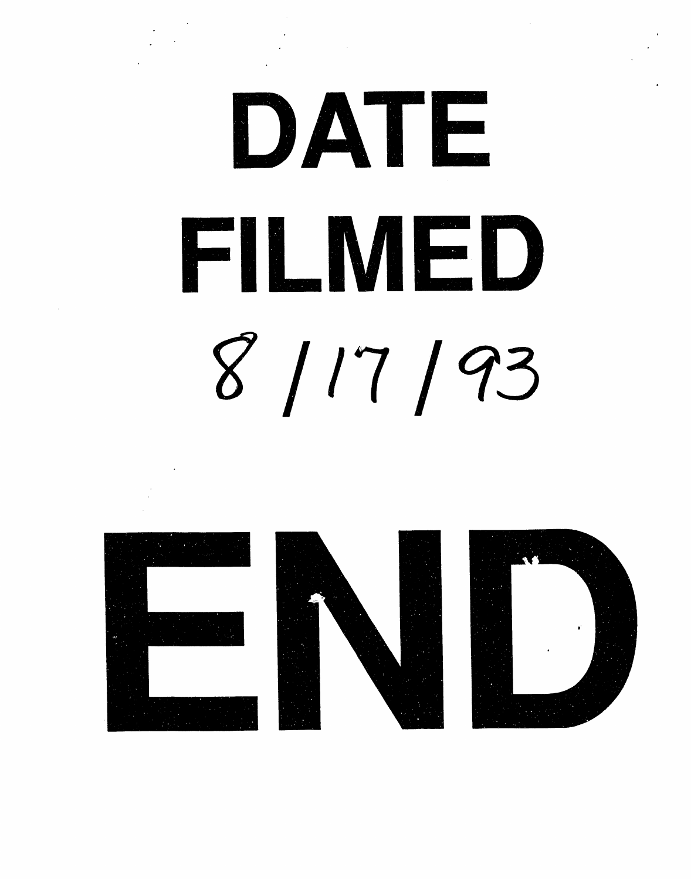# DATE FILMED

8 / 17 / 93

# END